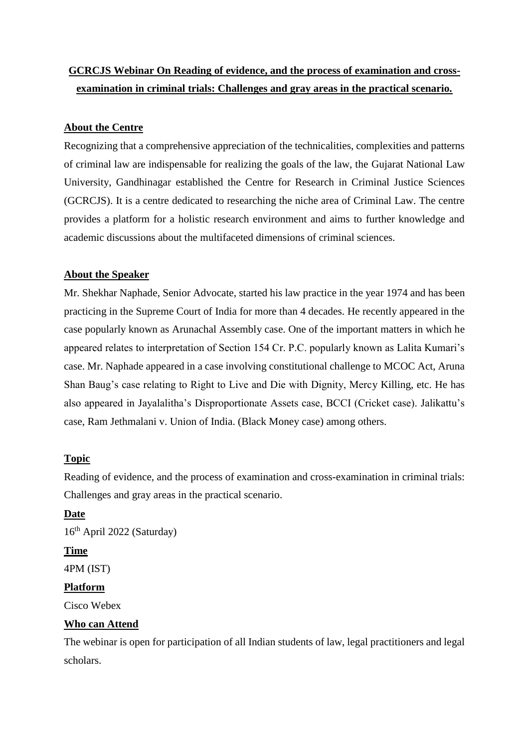# GCRCJS Webinar On Reading of evidence, and the process of examination and cross-examination in criminal trials: Challenges and gray areas in the practical scenario.

## About the Centre

Recognizing that a comprehensive appreciation of the technicalities, complexities and patterns of criminal law are indispensable for realizing the goals of the law, the Gujarat National Law University, Gandhinagar established the Centre for Research in Criminal Justice Sciences (GCRCJS). It is a centre dedicated to researching the niche area of Criminal Law. The centre provides a platform for a holistic research environment and aims to further knowledge and academic discussions about the multifaceted dimensions of criminal sciences.

## About the Speaker

Mr. Shekhar Naphade, Senior Advocate, started his law practice in the year 1974 and has been practicing in the Supreme Court of India for more than 4 decades. He recently appeared in the case popularly known as Arunachal Assembly case. One of the important matters in which he appeared relates to interpretation of Section 154 Cr. P.C. popularly known as Lalita Kumari's case. Mr. Naphade appeared in a case involving constitutional challenge to MCOC Act, Aruna Shan Baug's case relating to Right to Live and Die with Dignity, Mercy Killing, etc. He has also appeared in Jayalalitha's Disproportionate Assets case, BCCI (Cricket case). Jalikattu's case, Ram Jethmalani v. Union of India. (Black Money case) among others.

## Topic

Reading of evidence, and the process of examination and cross-examination in criminal trials: Challenges and gray areas in the practical scenario.

## Date

16th April 2022 (Saturday)

## Time

4PM (IST)

## Platform

Cisco Webex

## Who can Attend

The webinar is open for participation of all Indian students of law, legal practitioners and legal scholars.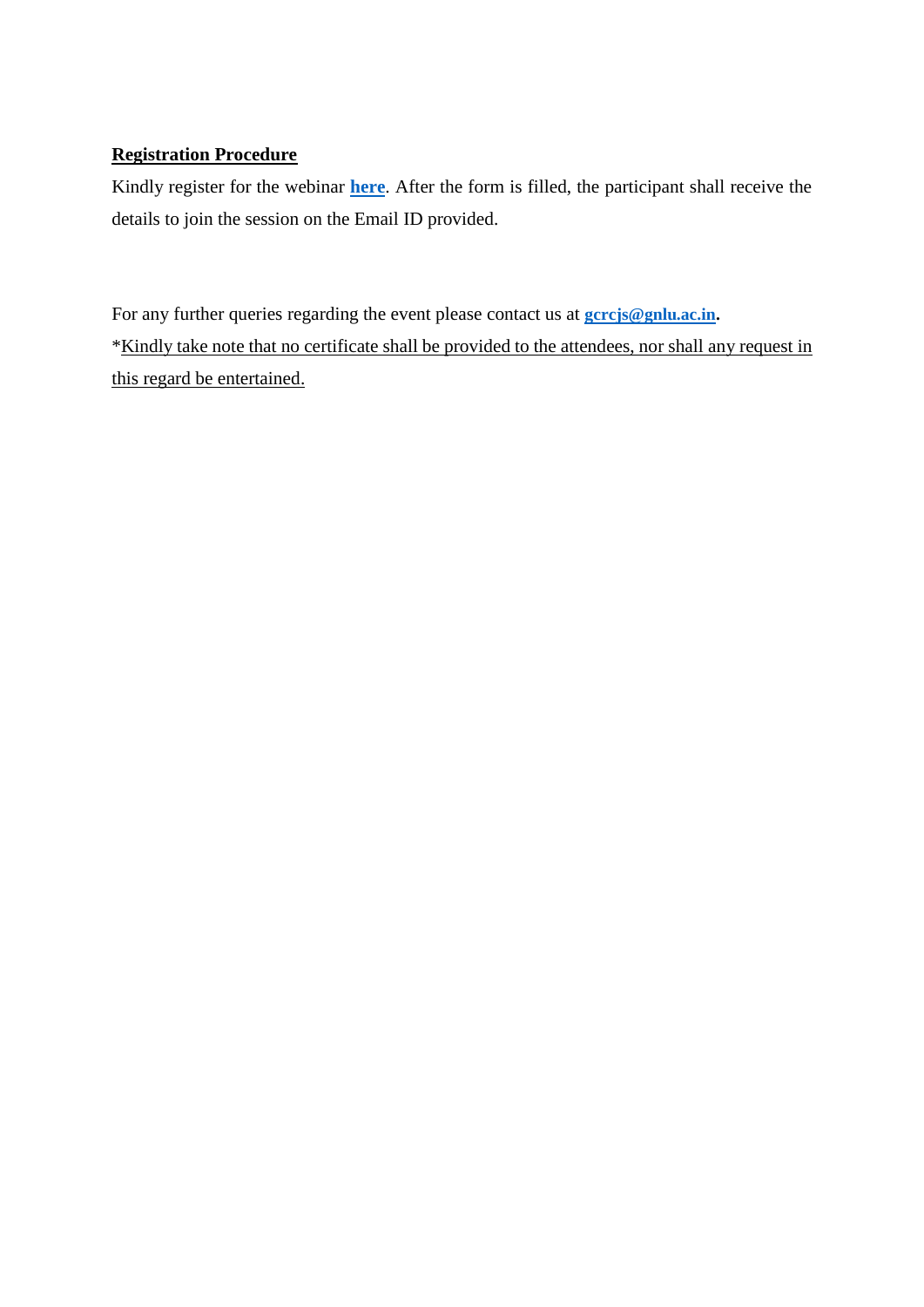**Registration Procedure**

Kindly register for the webinar **here**. After the form is filled, the participant shall receive the details to join the session on the Email ID provided.

For any further queries regarding the event please contact us at **gcrcjs@gnlu.ac.in**.

*Kindly take note that no certificate shall be provided to the attendees, nor shall any request in this regard be entertained.